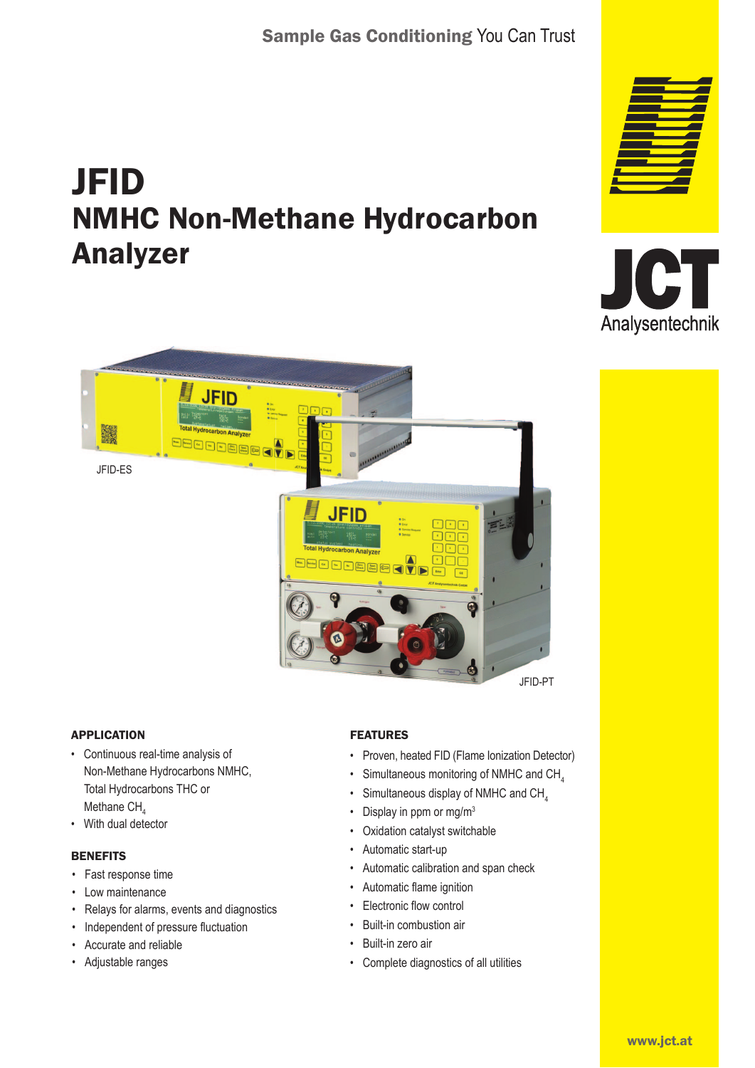Sample Gas Conditioning You Can Trust

# JFID

## NMHC Non-Methane Hydrocarbon Analyzer

JCT Analysentechnik

JFID-ES

JFID-PT

### APPLICATION

- Continuous real-time analysis of Non-Methane Hydrocarbons NMHC, Total Hydrocarbons THC or Methane $CH_4$
- With dual detector

### BENEFITS

- Fast response time
- Low maintenance
- Relays for alarms, events and diagnostics
- Independent of pressure fluctuation
- Accurate and reliable
- Adjustable ranges

### FEATURES

- Proven, heated FID (Flame Ionization Detector)
- Simultaneous monitoring of NMHC and $CH_4$
- Simultaneous display of NMHC and $CH_4$
- Display in ppm or mg/m$^3$
- Oxidation catalyst switchable
- Automatic start-up
- Automatic calibration and span check
- Automatic flame ignition
- Electronic flow control
- Built-in combustion air
- Built-in zero air
- Complete diagnostics of all utilities

www.jct.at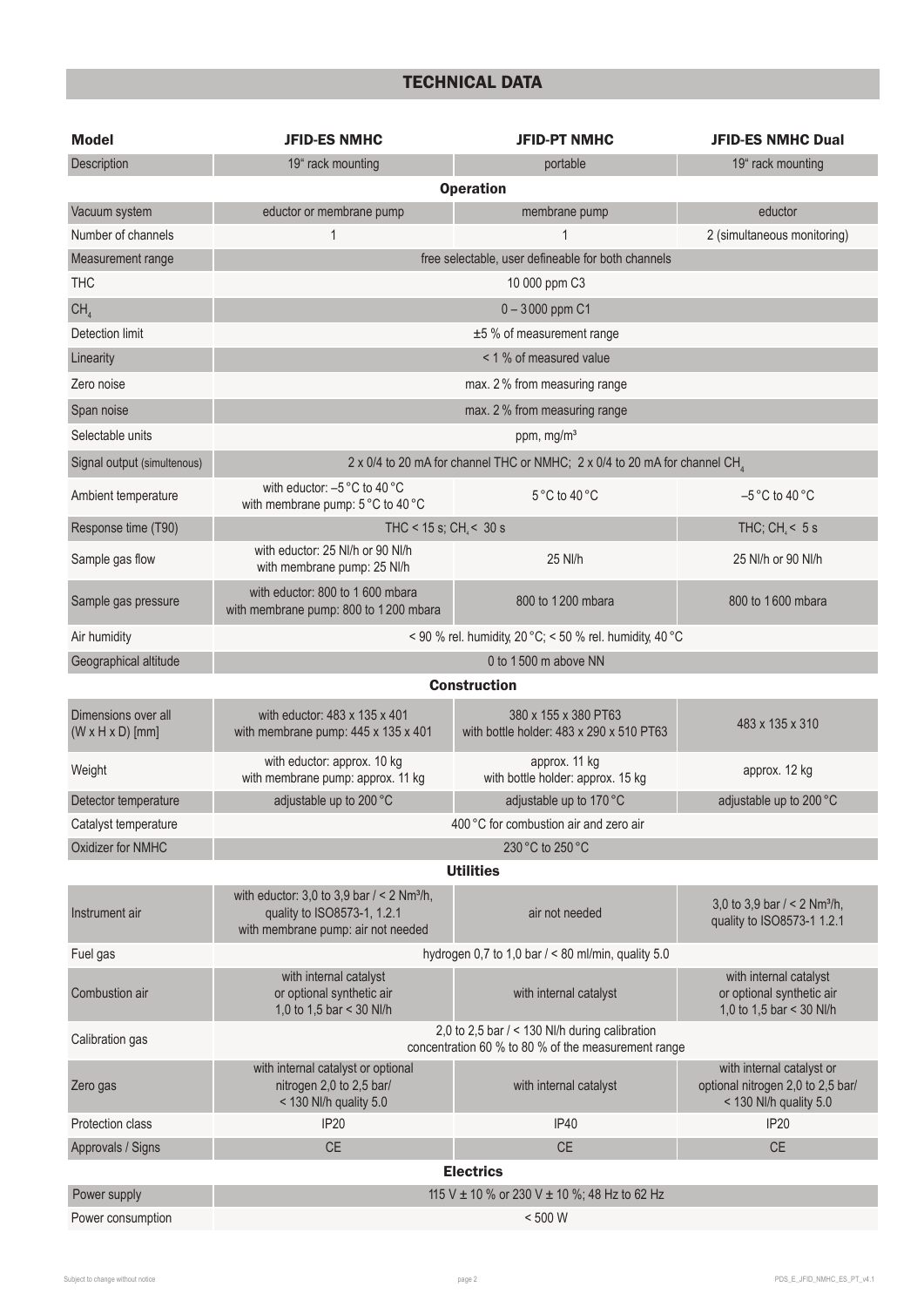## TECHNICAL DATA

| Model | JFID-ES NMHC | JFID-PT NMHC | JFID-ES NMHC Dual |
|---|---|---|---|
| Description | 19" rack mounting | portable | 19" rack mounting |
| **Operation** | | | |
| Vacuum system | eductor or membrane pump | membrane pump | eductor |
| Number of channels | 1 | 1 | 2 (simultaneous monitoring) |
| Measurement range | free selectable, user defineable for both channels | | |
| THC | 10 000 ppm C3 | | |
| $CH_4$ | 0 – 3 000 ppm C1 | | |
| Detection limit | ±5 % of measurement range | | |
| Linearity | < 1 % of measured value | | |
| Zero noise | max. 2 % from measuring range | | |
| Span noise | max. 2 % from measuring range | | |
| Selectable units | ppm, mg/m³ | | |
| Signal output (simultenous) | 2 x 0/4 to 20 mA for channel THC or NMHC; 2 x 0/4 to 20 mA for channel $CH_4$ | | |
| Ambient temperature | with eductor: –5 °C to 40 °C<br>with membrane pump: 5 °C to 40 °C | 5 °C to 40 °C | –5 °C to 40 °C |
| Response time (T90) | THC < 15 s; $CH_4$ < 30 s | | THC; $CH_4$ < 5 s |
| Sample gas flow | with eductor: 25 Nl/h or 90 Nl/h<br>with membrane pump: 25 Nl/h | 25 Nl/h | 25 Nl/h or 90 Nl/h |
| Sample gas pressure | with eductor: 800 to 1 600 mbara<br>with membrane pump: 800 to 1 200 mbara | 800 to 1 200 mbara | 800 to 1 600 mbara |
| Air humidity | < 90 % rel. humidity, 20 °C; < 50 % rel. humidity, 40 °C | | |
| Geographical altitude | 0 to 1 500 m above NN | | |
| **Construction** | | | |
| Dimensions over all (W x H x D) [mm] | with eductor: 483 x 135 x 401<br>with membrane pump: 445 x 135 x 401 | 380 x 155 x 380 PT63<br>with bottle holder: 483 x 290 x 510 PT63 | 483 x 135 x 310 |
| Weight | with eductor: approx. 10 kg<br>with membrane pump: approx. 11 kg | approx. 11 kg<br>with bottle holder: approx. 15 kg | approx. 12 kg |
| Detector temperature | adjustable up to 200 °C | adjustable up to 170 °C | adjustable up to 200 °C |
| Catalyst temperature | 400 °C for combustion air and zero air | | |
| Oxidizer for NMHC | 230 °C to 250 °C | | |
| **Utilities** | | | |
| Instrument air | with eductor: 3,0 to 3,9 bar / < 2 Nm³/h, quality to ISO8573-1, 1.2.1<br>with membrane pump: air not needed | air not needed | 3,0 to 3,9 bar / < 2 Nm³/h, quality to ISO8573-1 1.2.1 |
| Fuel gas | hydrogen 0,7 to 1,0 bar / < 80 ml/min, quality 5.0 | | |
| Combustion air | with internal catalyst<br>or optional synthetic air<br>1,0 to 1,5 bar < 30 Nl/h | with internal catalyst | with internal catalyst<br>or optional synthetic air<br>1,0 to 1,5 bar < 30 Nl/h |
| Calibration gas | 2,0 to 2,5 bar / < 130 Nl/h during calibration<br>concentration 60 % to 80 % of the measurement range | | |
| Zero gas | with internal catalyst or optional nitrogen 2,0 to 2,5 bar/ < 130 Nl/h quality 5.0 | with internal catalyst | with internal catalyst or optional nitrogen 2,0 to 2,5 bar/ < 130 Nl/h quality 5.0 |
| Protection class | IP20 | IP40 | IP20 |
| Approvals / Signs | CE | CE | CE |
| **Electrics** | | | |
| Power supply | 115 V ± 10 % or 230 V ± 10 %; 48 Hz to 62 Hz | | |
| Power consumption | < 500 W | | |

Subject to change without notice

PDS_E_JFID_NMHC_ES_PT_v4.1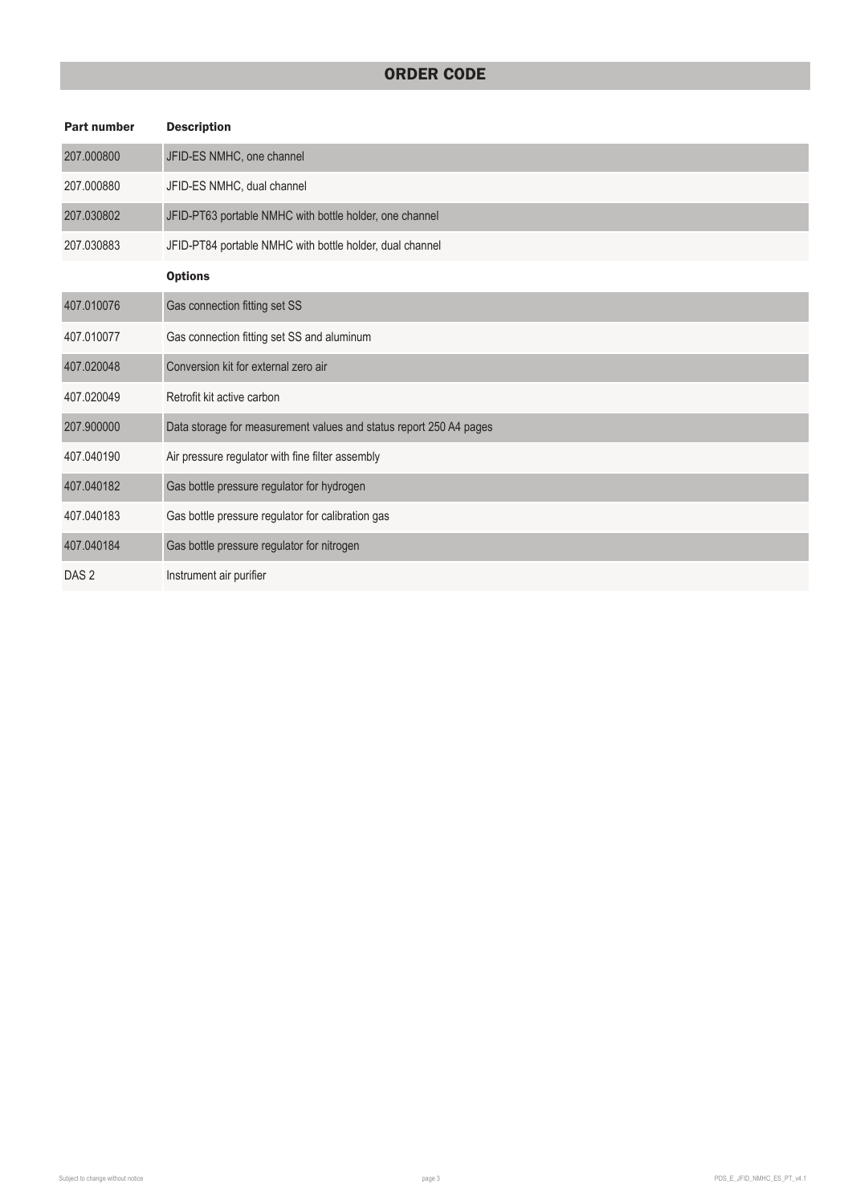## ORDER CODE

| Part number | Description |
|---|---|
| 207.000800 | JFID-ES NMHC, one channel |
| 207.000880 | JFID-ES NMHC, dual channel |
| 207.030802 | JFID-PT63 portable NMHC with bottle holder, one channel |
| 207.030883 | JFID-PT84 portable NMHC with bottle holder, dual channel |
| | **Options** |
| 407.010076 | Gas connection fitting set SS |
| 407.010077 | Gas connection fitting set SS and aluminum |
| 407.020048 | Conversion kit for external zero air |
| 407.020049 | Retrofit kit active carbon |
| 207.900000 | Data storage for measurement values and status report 250 A4 pages |
| 407.040190 | Air pressure regulator with fine filter assembly |
| 407.040182 | Gas bottle pressure regulator for hydrogen |
| 407.040183 | Gas bottle pressure regulator for calibration gas |
| 407.040184 | Gas bottle pressure regulator for nitrogen |
| DAS 2 | Instrument air purifier |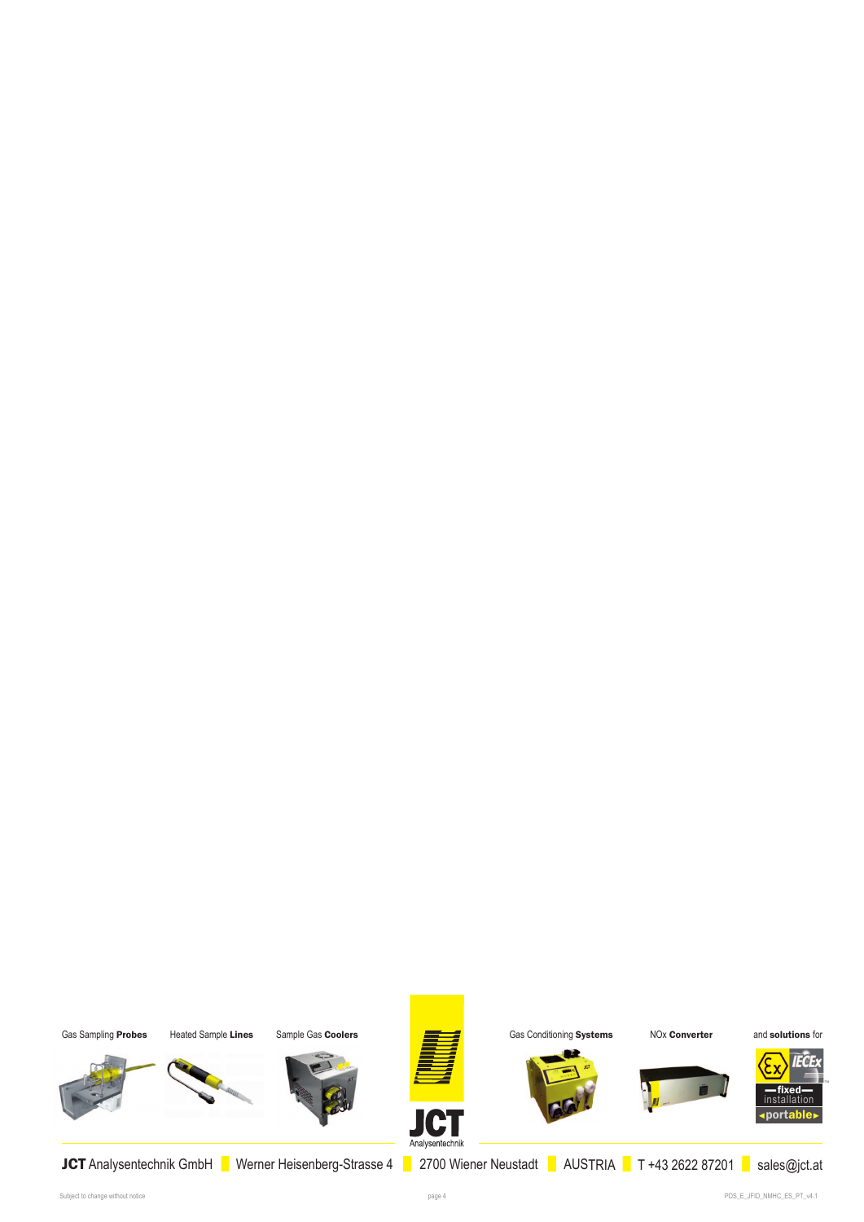Gas Sampling **Probes** | Heated Sample **Lines** | Sample Gas **Coolers** | Gas Conditioning **Systems** | NOx **Converter** | and **solutions** for

**JCT** Analysentechnik GmbH | Werner Heisenberg-Strasse 4 | 2700 Wiener Neustadt | AUSTRIA | T +43 2622 87201 | sales@jct.at

Subject to change without notice

PDS_E_JFID_NMHC_ES_PT_v4.1